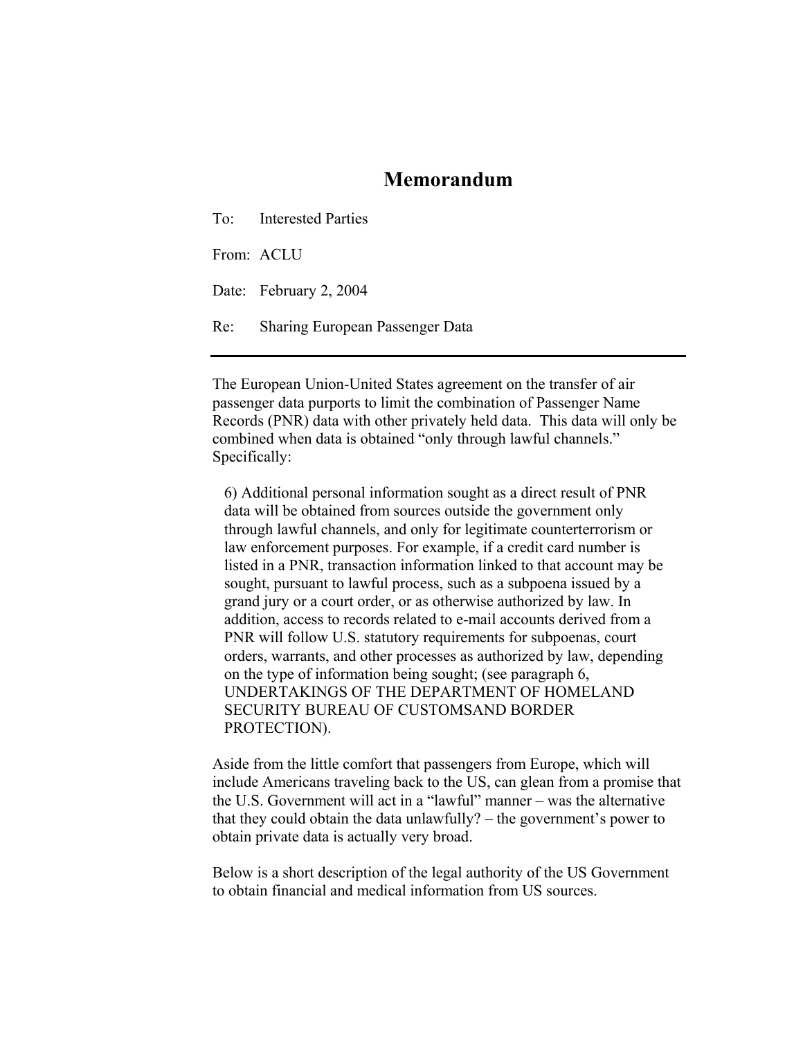# Memorandum

To: Interested Parties

From: ACLU

Date: February 2, 2004

Re: Sharing European Passenger Data

---

The European Union-United States agreement on the transfer of air passenger data purports to limit the combination of Passenger Name Records (PNR) data with other privately held data. This data will only be combined when data is obtained "only through lawful channels." Specifically:

> 6) Additional personal information sought as a direct result of PNR data will be obtained from sources outside the government only through lawful channels, and only for legitimate counterterrorism or law enforcement purposes. For example, if a credit card number is listed in a PNR, transaction information linked to that account may be sought, pursuant to lawful process, such as a subpoena issued by a grand jury or a court order, or as otherwise authorized by law. In addition, access to records related to e-mail accounts derived from a PNR will follow U.S. statutory requirements for subpoenas, court orders, warrants, and other processes as authorized by law, depending on the type of information being sought; (see paragraph 6, UNDERTAKINGS OF THE DEPARTMENT OF HOMELAND SECURITY BUREAU OF CUSTOMSAND BORDER PROTECTION).

Aside from the little comfort that passengers from Europe, which will include Americans traveling back to the US, can glean from a promise that the U.S. Government will act in a "lawful" manner – was the alternative that they could obtain the data unlawfully? – the government's power to obtain private data is actually very broad.

Below is a short description of the legal authority of the US Government to obtain financial and medical information from US sources.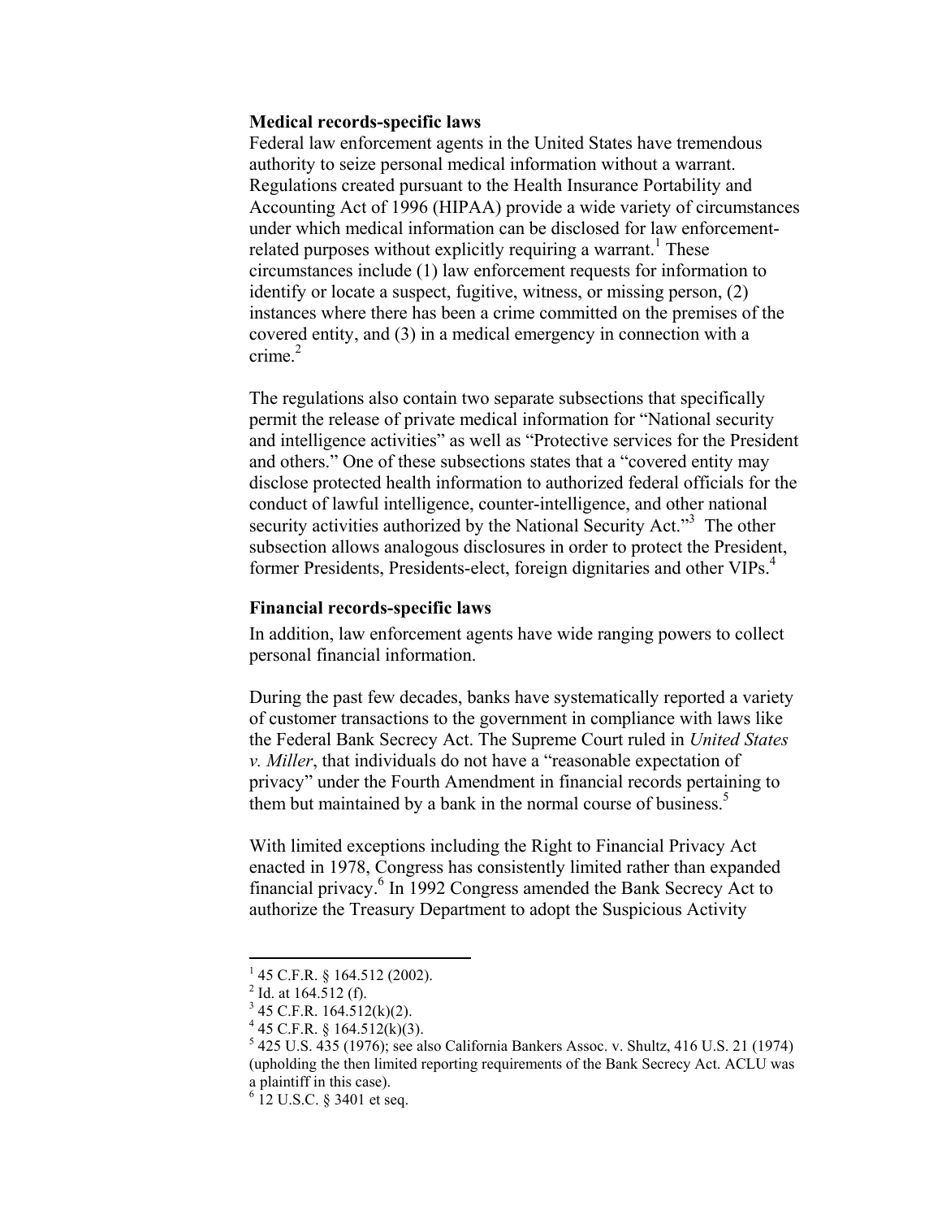**Medical records-specific laws**

Federal law enforcement agents in the United States have tremendous authority to seize personal medical information without a warrant. Regulations created pursuant to the Health Insurance Portability and Accounting Act of 1996 (HIPAA) provide a wide variety of circumstances under which medical information can be disclosed for law enforcement-related purposes without explicitly requiring a warrant.[1] These circumstances include (1) law enforcement requests for information to identify or locate a suspect, fugitive, witness, or missing person, (2) instances where there has been a crime committed on the premises of the covered entity, and (3) in a medical emergency in connection with a crime.[2]

The regulations also contain two separate subsections that specifically permit the release of private medical information for "National security and intelligence activities" as well as "Protective services for the President and others." One of these subsections states that a "covered entity may disclose protected health information to authorized federal officials for the conduct of lawful intelligence, counter-intelligence, and other national security activities authorized by the National Security Act."[3] The other subsection allows analogous disclosures in order to protect the President, former Presidents, Presidents-elect, foreign dignitaries and other VIPs.[4]

**Financial records-specific laws**

In addition, law enforcement agents have wide ranging powers to collect personal financial information.

During the past few decades, banks have systematically reported a variety of customer transactions to the government in compliance with laws like the Federal Bank Secrecy Act. The Supreme Court ruled in *United States v. Miller*, that individuals do not have a "reasonable expectation of privacy" under the Fourth Amendment in financial records pertaining to them but maintained by a bank in the normal course of business.[5]

With limited exceptions including the Right to Financial Privacy Act enacted in 1978, Congress has consistently limited rather than expanded financial privacy.[6] In 1992 Congress amended the Bank Secrecy Act to authorize the Treasury Department to adopt the Suspicious Activity

---

[1] 45 C.F.R. § 164.512 (2002).

[2] Id. at 164.512 (f).

[3] 45 C.F.R. 164.512(k)(2).

[4] 45 C.F.R. § 164.512(k)(3).

[5] 425 U.S. 435 (1976); see also California Bankers Assoc. v. Shultz, 416 U.S. 21 (1974) (upholding the then limited reporting requirements of the Bank Secrecy Act. ACLU was a plaintiff in this case).

[6] 12 U.S.C. § 3401 et seq.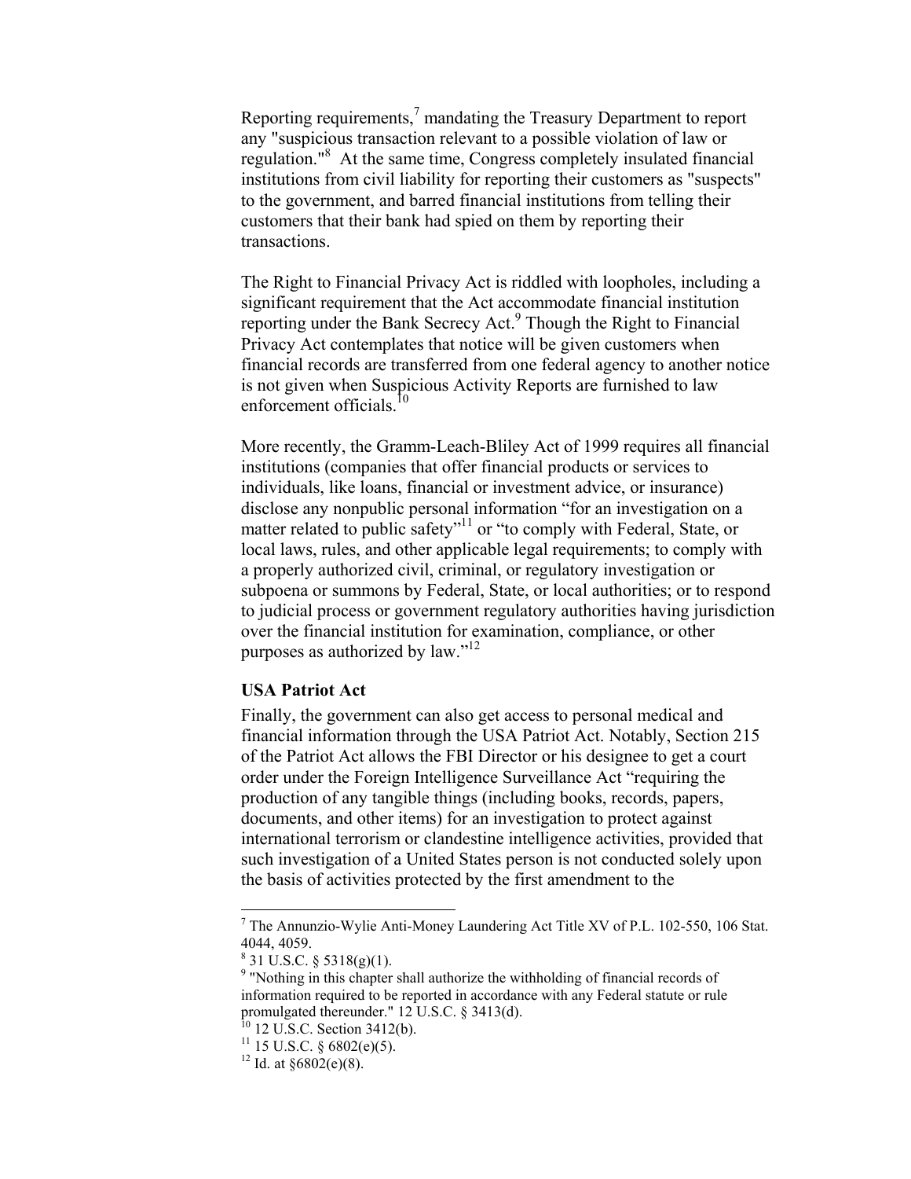Reporting requirements,[7] mandating the Treasury Department to report any "suspicious transaction relevant to a possible violation of law or regulation."[8] At the same time, Congress completely insulated financial institutions from civil liability for reporting their customers as "suspects" to the government, and barred financial institutions from telling their customers that their bank had spied on them by reporting their transactions.

The Right to Financial Privacy Act is riddled with loopholes, including a significant requirement that the Act accommodate financial institution reporting under the Bank Secrecy Act.[9] Though the Right to Financial Privacy Act contemplates that notice will be given customers when financial records are transferred from one federal agency to another notice is not given when Suspicious Activity Reports are furnished to law enforcement officials.[10]

More recently, the Gramm-Leach-Bliley Act of 1999 requires all financial institutions (companies that offer financial products or services to individuals, like loans, financial or investment advice, or insurance) disclose any nonpublic personal information "for an investigation on a matter related to public safety"[11] or "to comply with Federal, State, or local laws, rules, and other applicable legal requirements; to comply with a properly authorized civil, criminal, or regulatory investigation or subpoena or summons by Federal, State, or local authorities; or to respond to judicial process or government regulatory authorities having jurisdiction over the financial institution for examination, compliance, or other purposes as authorized by law."[12]

**USA Patriot Act**

Finally, the government can also get access to personal medical and financial information through the USA Patriot Act. Notably, Section 215 of the Patriot Act allows the FBI Director or his designee to get a court order under the Foreign Intelligence Surveillance Act "requiring the production of any tangible things (including books, records, papers, documents, and other items) for an investigation to protect against international terrorism or clandestine intelligence activities, provided that such investigation of a United States person is not conducted solely upon the basis of activities protected by the first amendment to the

---

[7] The Annunzio-Wylie Anti-Money Laundering Act Title XV of P.L. 102-550, 106 Stat. 4044, 4059.

[8] 31 U.S.C. § 5318(g)(1).

[9] "Nothing in this chapter shall authorize the withholding of financial records of information required to be reported in accordance with any Federal statute or rule promulgated thereunder." 12 U.S.C. § 3413(d).

[10] 12 U.S.C. Section 3412(b).

[11] 15 U.S.C. § 6802(e)(5).

[12] Id. at §6802(e)(8).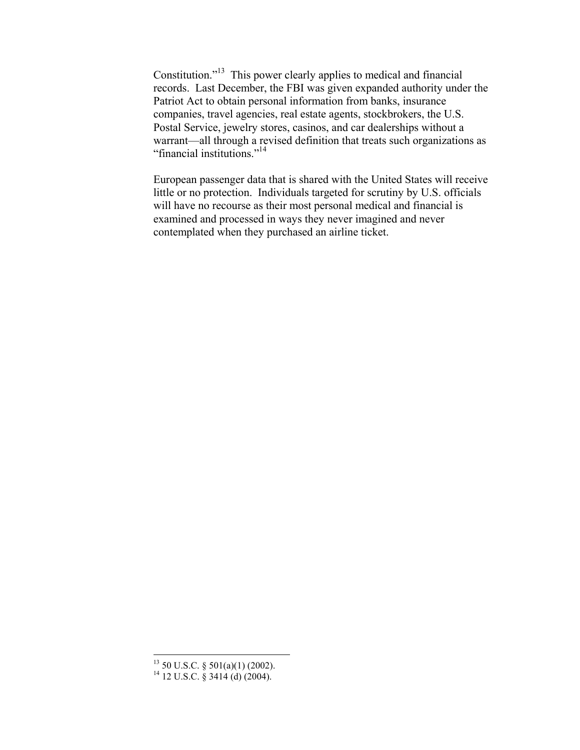Constitution."[13] This power clearly applies to medical and financial records. Last December, the FBI was given expanded authority under the Patriot Act to obtain personal information from banks, insurance companies, travel agencies, real estate agents, stockbrokers, the U.S. Postal Service, jewelry stores, casinos, and car dealerships without a warrant—all through a revised definition that treats such organizations as "financial institutions."[14]

European passenger data that is shared with the United States will receive little or no protection. Individuals targeted for scrutiny by U.S. officials will have no recourse as their most personal medical and financial is examined and processed in ways they never imagined and never contemplated when they purchased an airline ticket.

---

[13] 50 U.S.C. § 501(a)(1) (2002).
[14] 12 U.S.C. § 3414 (d) (2004).